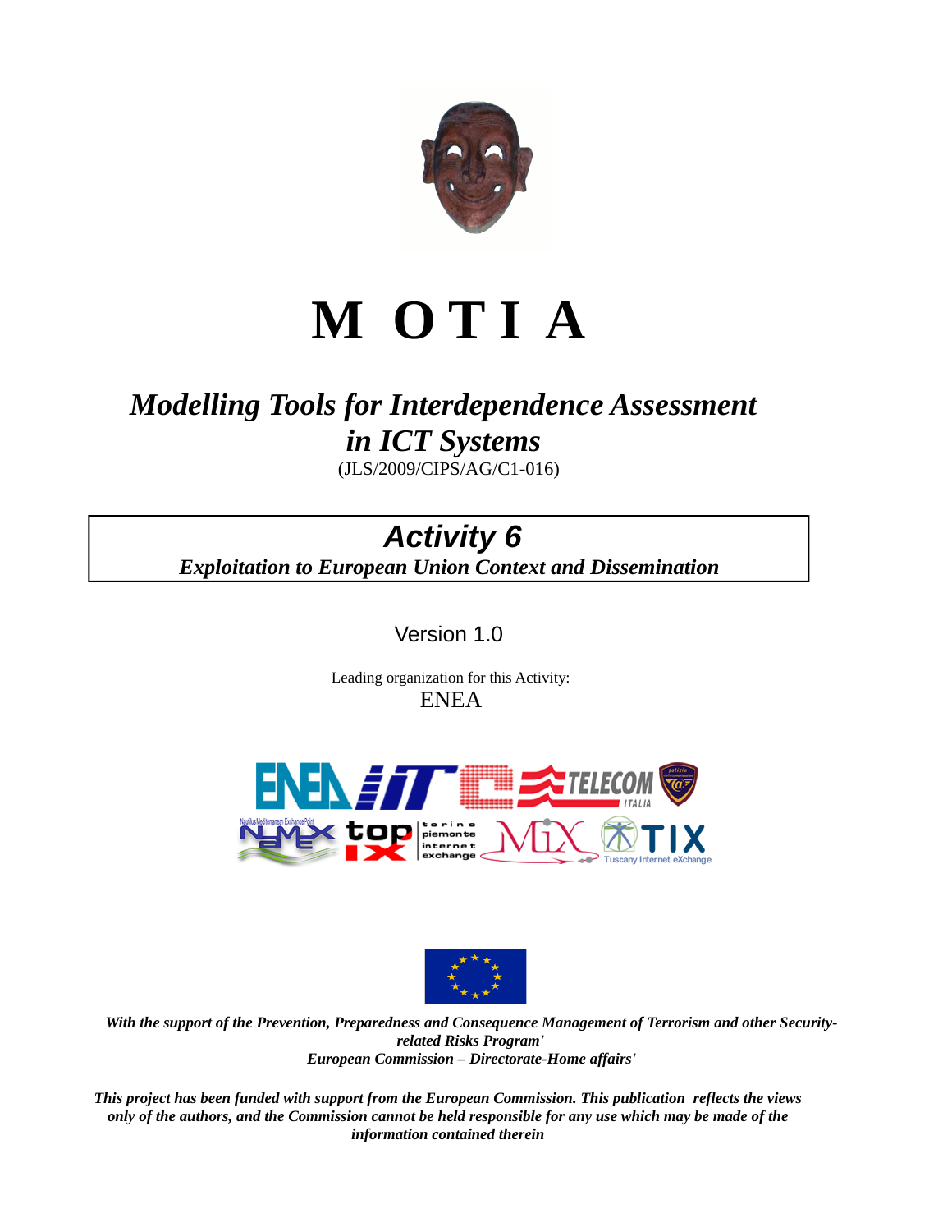# M O T I A

## *Modelling Tools for Interdependence Assessment in ICT Systems*

(JLS/2009/CIPS/AG/C1-016)

## *Activity 6*

***Exploitation to European Union Context and Dissemination***

Version 1.0

Leading organization for this Activity:
ENEA

***With the support of the Prevention, Preparedness and Consequence Management of Terrorism and other Security-related Risks Program'***
***European Commission – Directorate-Home affairs'***

***This project has been funded with support from the European Commission. This publication reflects the views only of the authors, and the Commission cannot be held responsible for any use which may be made of the information contained therein***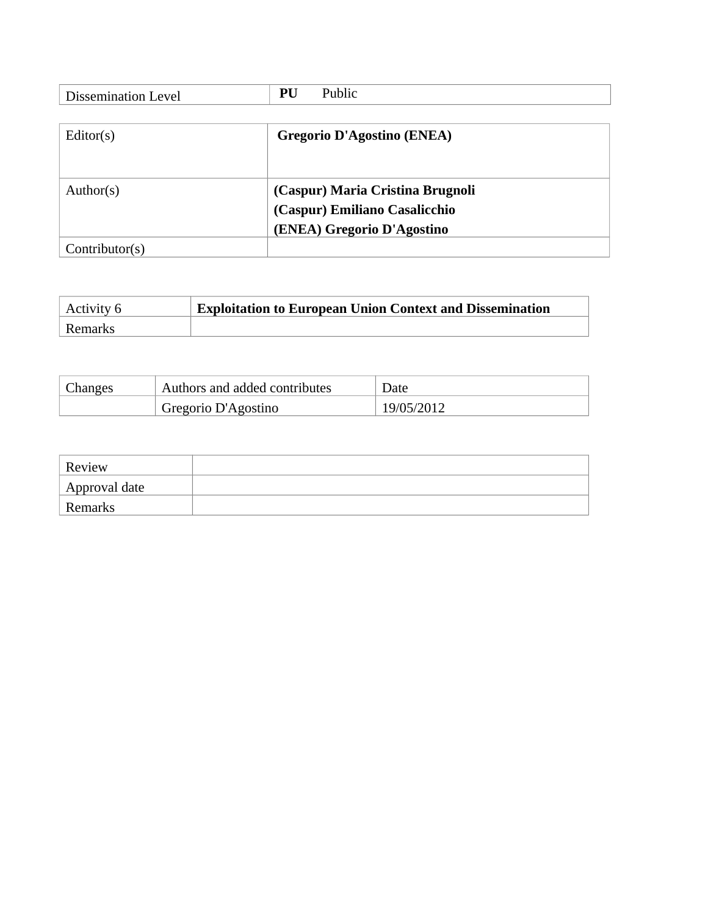| Dissemination Level | **PU** Public |
|---|---|

| Editor(s) | **Gregorio D'Agostino (ENEA)** |
|---|---|
| Author(s) | **(Caspur) Maria Cristina Brugnoli**<br>**(Caspur) Emiliano Casalicchio**<br>**(ENEA) Gregorio D'Agostino** |
| Contributor(s) | |

| Activity 6 | **Exploitation to European Union Context and Dissemination** |
|---|---|
| Remarks | |

| Changes | Authors and added contributes | Date |
|---|---|---|
| | Gregorio D'Agostino | 19/05/2012 |

| Review | |
|---|---|
| Approval date | |
| Remarks | |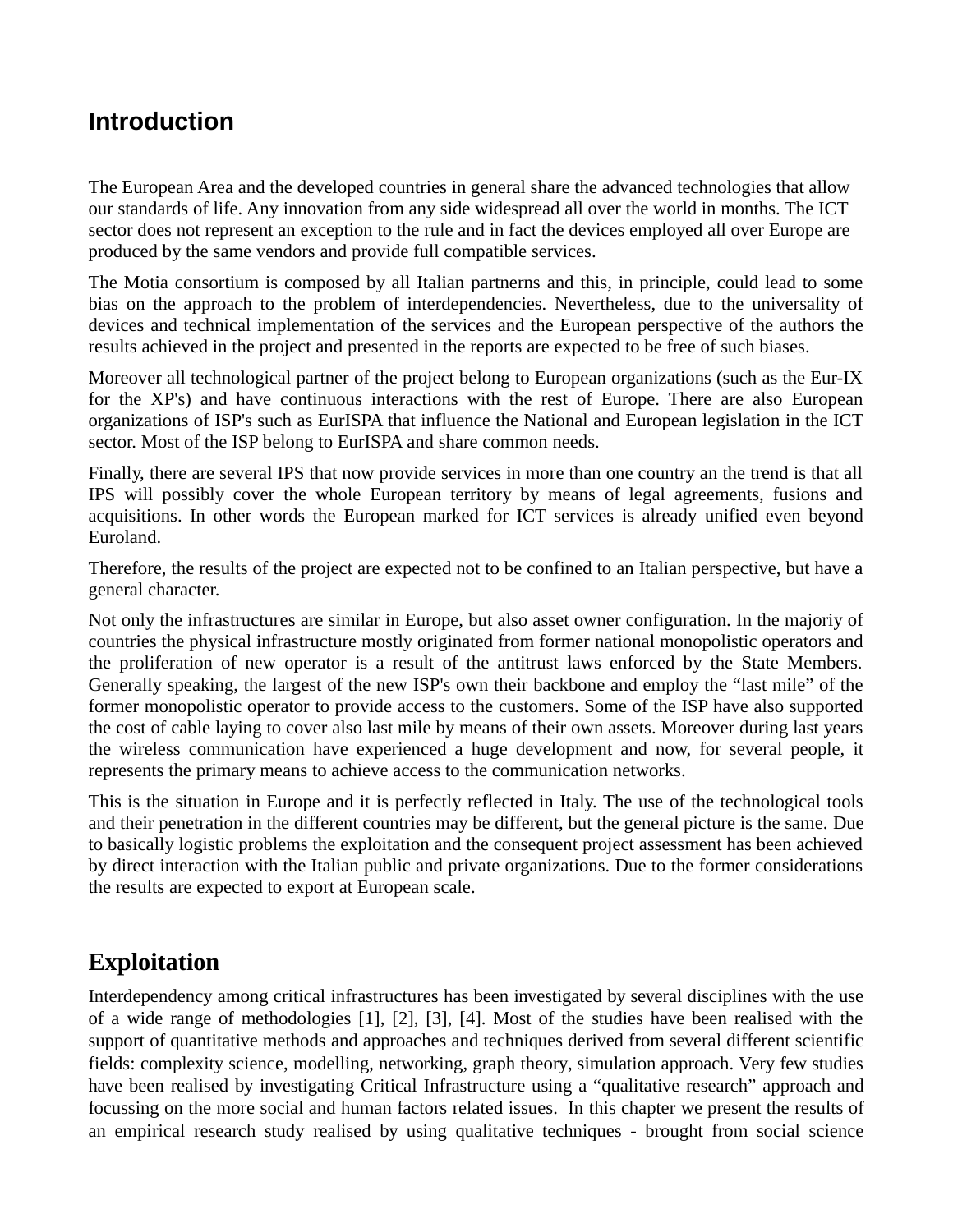## Introduction

The European Area and the developed countries in general share the advanced technologies that allow our standards of life. Any innovation from any side widespread all over the world in months. The ICT sector does not represent an exception to the rule and in fact the devices employed all over Europe are produced by the same vendors and provide full compatible services.

The Motia consortium is composed by all Italian partnerns and this, in principle, could lead to some bias on the approach to the problem of interdependencies. Nevertheless, due to the universality of devices and technical implementation of the services and the European perspective of the authors the results achieved in the project and presented in the reports are expected to be free of such biases.

Moreover all technological partner of the project belong to European organizations (such as the Eur-IX for the XP's) and have continuous interactions with the rest of Europe. There are also European organizations of ISP's such as EurISPA that influence the National and European legislation in the ICT sector. Most of the ISP belong to EurISPA and share common needs.

Finally, there are several IPS that now provide services in more than one country an the trend is that all IPS will possibly cover the whole European territory by means of legal agreements, fusions and acquisitions. In other words the European marked for ICT services is already unified even beyond Euroland.

Therefore, the results of the project are expected not to be confined to an Italian perspective, but have a general character.

Not only the infrastructures are similar in Europe, but also asset owner configuration. In the majoriy of countries the physical infrastructure mostly originated from former national monopolistic operators and the proliferation of new operator is a result of the antitrust laws enforced by the State Members. Generally speaking, the largest of the new ISP's own their backbone and employ the “last mile” of the former monopolistic operator to provide access to the customers. Some of the ISP have also supported the cost of cable laying to cover also last mile by means of their own assets. Moreover during last years the wireless communication have experienced a huge development and now, for several people, it represents the primary means to achieve access to the communication networks.

This is the situation in Europe and it is perfectly reflected in Italy. The use of the technological tools and their penetration in the different countries may be different, but the general picture is the same. Due to basically logistic problems the exploitation and the consequent project assessment has been achieved by direct interaction with the Italian public and private organizations. Due to the former considerations the results are expected to export at European scale.

## Exploitation

Interdependency among critical infrastructures has been investigated by several disciplines with the use of a wide range of methodologies [1], [2], [3], [4]. Most of the studies have been realised with the support of quantitative methods and approaches and techniques derived from several different scientific fields: complexity science, modelling, networking, graph theory, simulation approach. Very few studies have been realised by investigating Critical Infrastructure using a “qualitative research” approach and focussing on the more social and human factors related issues. In this chapter we present the results of an empirical research study realised by using qualitative techniques - brought from social science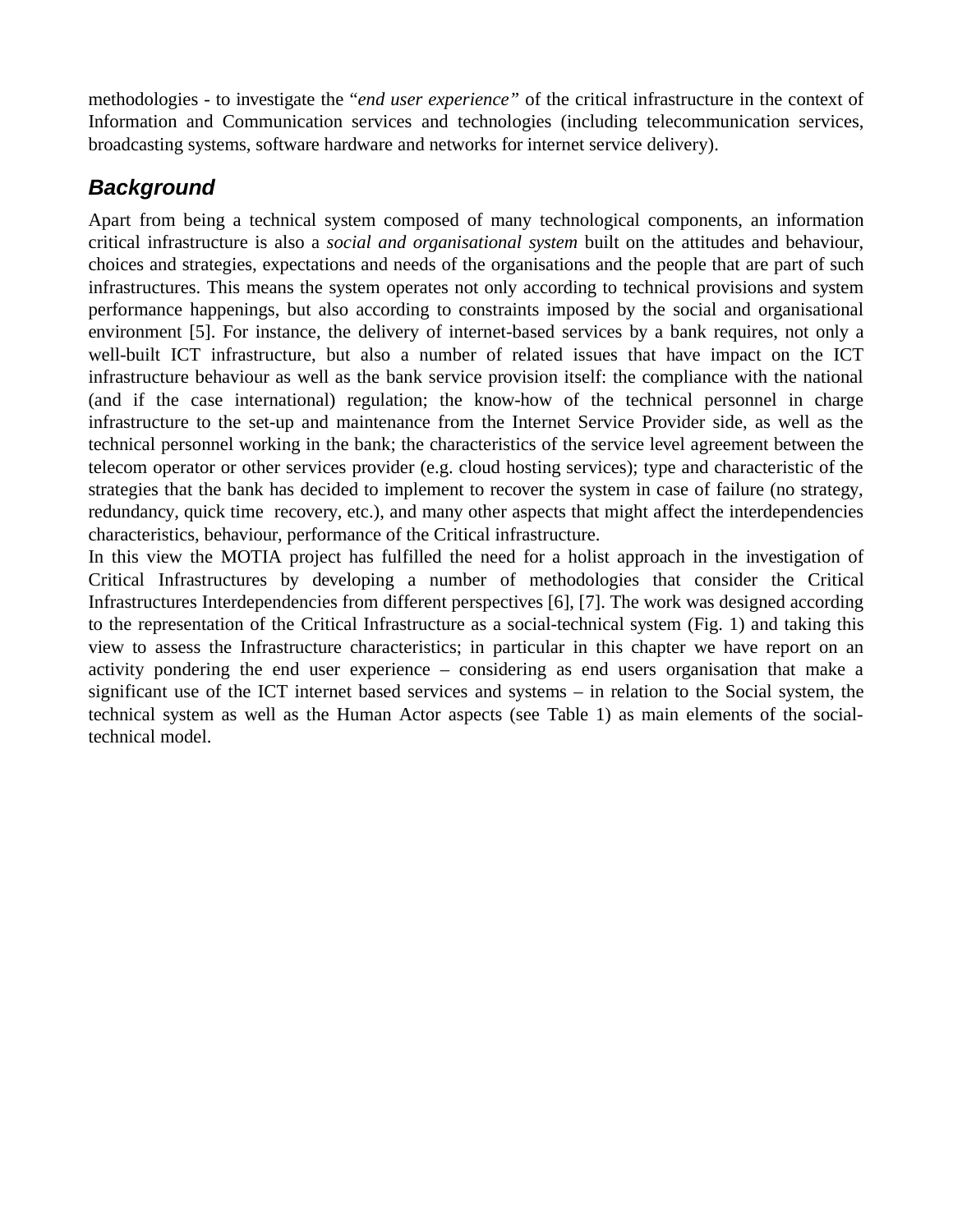methodologies - to investigate the "*end user experience*" of the critical infrastructure in the context of Information and Communication services and technologies (including telecommunication services, broadcasting systems, software hardware and networks for internet service delivery).

## Background

Apart from being a technical system composed of many technological components, an information critical infrastructure is also a *social and organisational system* built on the attitudes and behaviour, choices and strategies, expectations and needs of the organisations and the people that are part of such infrastructures. This means the system operates not only according to technical provisions and system performance happenings, but also according to constraints imposed by the social and organisational environment [5]. For instance, the delivery of internet-based services by a bank requires, not only a well-built ICT infrastructure, but also a number of related issues that have impact on the ICT infrastructure behaviour as well as the bank service provision itself: the compliance with the national (and if the case international) regulation; the know-how of the technical personnel in charge infrastructure to the set-up and maintenance from the Internet Service Provider side, as well as the technical personnel working in the bank; the characteristics of the service level agreement between the telecom operator or other services provider (e.g. cloud hosting services); type and characteristic of the strategies that the bank has decided to implement to recover the system in case of failure (no strategy, redundancy, quick time recovery, etc.), and many other aspects that might affect the interdependencies characteristics, behaviour, performance of the Critical infrastructure.

In this view the MOTIA project has fulfilled the need for a holist approach in the investigation of Critical Infrastructures by developing a number of methodologies that consider the Critical Infrastructures Interdependencies from different perspectives [6], [7]. The work was designed according to the representation of the Critical Infrastructure as a social-technical system (Fig. 1) and taking this view to assess the Infrastructure characteristics; in particular in this chapter we have report on an activity pondering the end user experience – considering as end users organisation that make a significant use of the ICT internet based services and systems – in relation to the Social system, the technical system as well as the Human Actor aspects (see Table 1) as main elements of the social-technical model.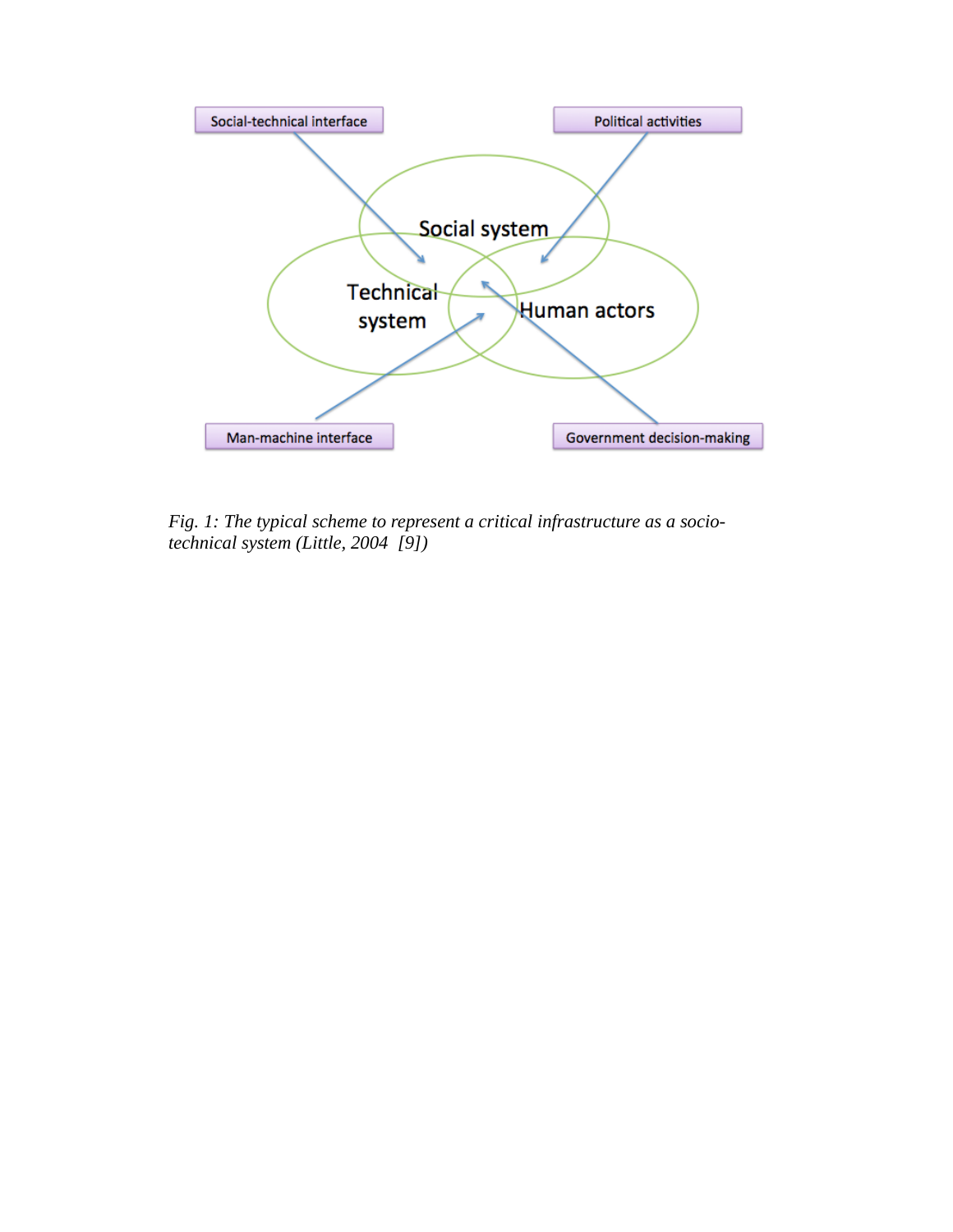Social-technical interface

Political activities

Social system

Technical system

Human actors

Man-machine interface

Government decision-making

*Fig. 1: The typical scheme to represent a critical infrastructure as a socio-technical system (Little, 2004 [9])*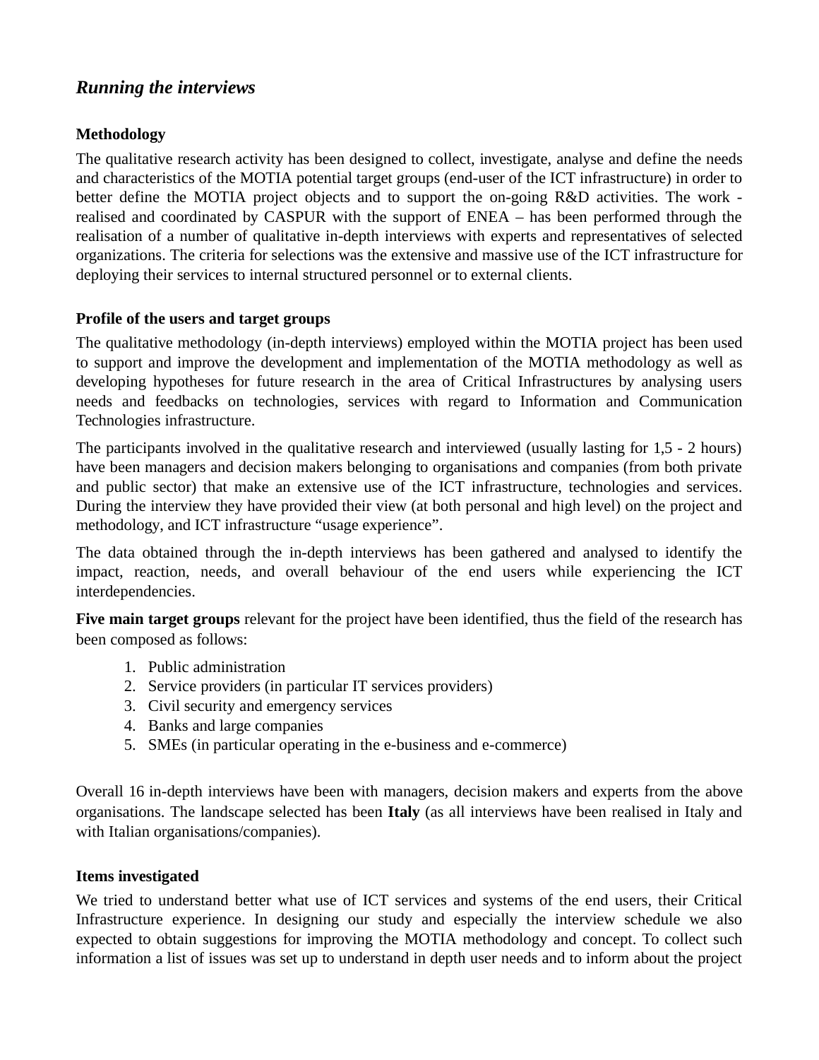## *Running the interviews*

### Methodology

The qualitative research activity has been designed to collect, investigate, analyse and define the needs and characteristics of the MOTIA potential target groups (end-user of the ICT infrastructure) in order to better define the MOTIA project objects and to support the on-going R&D activities. The work - realised and coordinated by CASPUR with the support of ENEA – has been performed through the realisation of a number of qualitative in-depth interviews with experts and representatives of selected organizations. The criteria for selections was the extensive and massive use of the ICT infrastructure for deploying their services to internal structured personnel or to external clients.

### Profile of the users and target groups

The qualitative methodology (in-depth interviews) employed within the MOTIA project has been used to support and improve the development and implementation of the MOTIA methodology as well as developing hypotheses for future research in the area of Critical Infrastructures by analysing users needs and feedbacks on technologies, services with regard to Information and Communication Technologies infrastructure.

The participants involved in the qualitative research and interviewed (usually lasting for 1,5 - 2 hours) have been managers and decision makers belonging to organisations and companies (from both private and public sector) that make an extensive use of the ICT infrastructure, technologies and services. During the interview they have provided their view (at both personal and high level) on the project and methodology, and ICT infrastructure "usage experience".

The data obtained through the in-depth interviews has been gathered and analysed to identify the impact, reaction, needs, and overall behaviour of the end users while experiencing the ICT interdependencies.

**Five main target groups** relevant for the project have been identified, thus the field of the research has been composed as follows:

1. Public administration
2. Service providers (in particular IT services providers)
3. Civil security and emergency services
4. Banks and large companies
5. SMEs (in particular operating in the e-business and e-commerce)

Overall 16 in-depth interviews have been with managers, decision makers and experts from the above organisations. The landscape selected has been **Italy** (as all interviews have been realised in Italy and with Italian organisations/companies).

### Items investigated

We tried to understand better what use of ICT services and systems of the end users, their Critical Infrastructure experience. In designing our study and especially the interview schedule we also expected to obtain suggestions for improving the MOTIA methodology and concept. To collect such information a list of issues was set up to understand in depth user needs and to inform about the project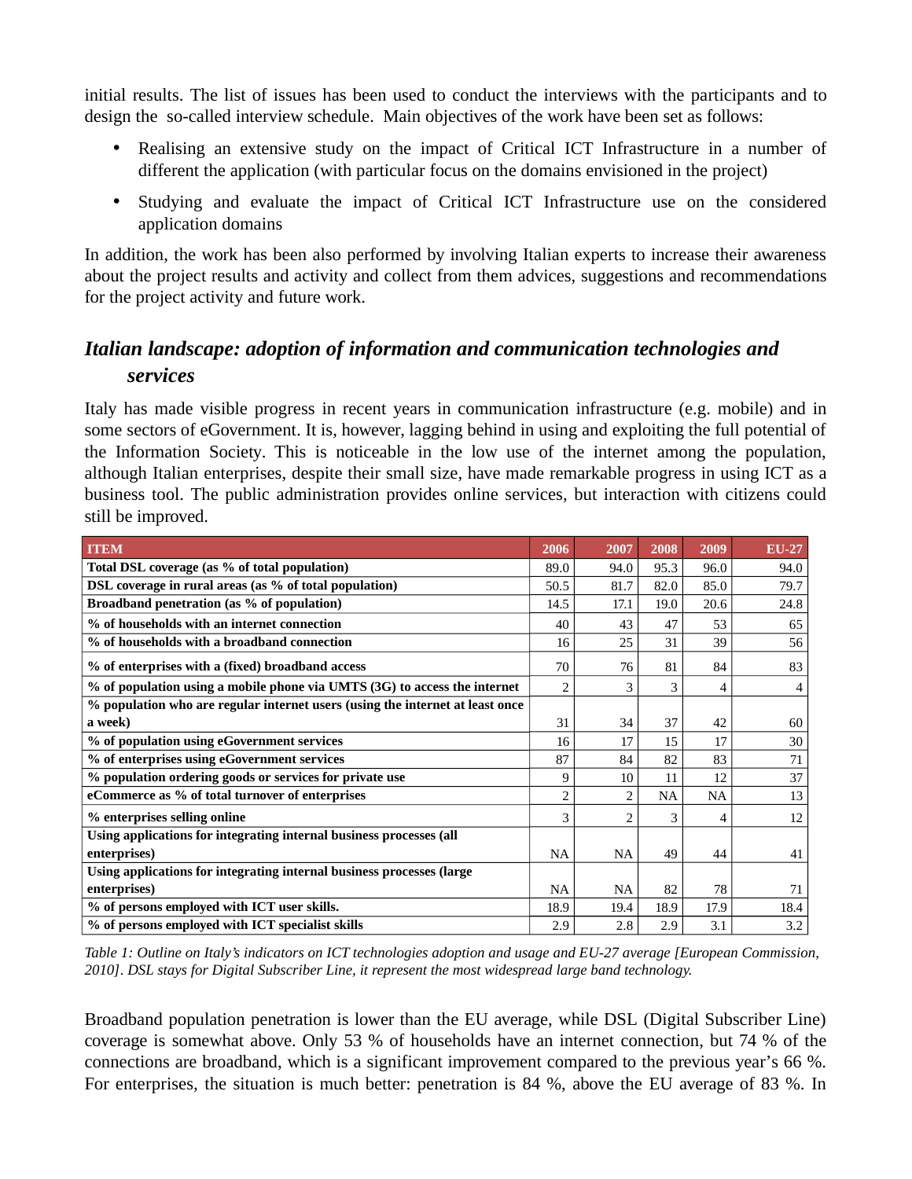initial results. The list of issues has been used to conduct the interviews with the participants and to design the so-called interview schedule. Main objectives of the work have been set as follows:

- Realising an extensive study on the impact of Critical ICT Infrastructure in a number of different the application (with particular focus on the domains envisioned in the project)
- Studying and evaluate the impact of Critical ICT Infrastructure use on the considered application domains

In addition, the work has been also performed by involving Italian experts to increase their awareness about the project results and activity and collect from them advices, suggestions and recommendations for the project activity and future work.

## *Italian landscape: adoption of information and communication technologies and services*

Italy has made visible progress in recent years in communication infrastructure (e.g. mobile) and in some sectors of eGovernment. It is, however, lagging behind in using and exploiting the full potential of the Information Society. This is noticeable in the low use of the internet among the population, although Italian enterprises, despite their small size, have made remarkable progress in using ICT as a business tool. The public administration provides online services, but interaction with citizens could still be improved.

| ITEM | 2006 | 2007 | 2008 | 2009 | EU-27 |
|---|---|---|---|---|---|
| **Total DSL coverage (as % of total population)** | 89.0 | 94.0 | 95.3 | 96.0 | 94.0 |
| **DSL coverage in rural areas (as % of total population)** | 50.5 | 81.7 | 82.0 | 85.0 | 79.7 |
| **Broadband penetration (as % of population)** | 14.5 | 17.1 | 19.0 | 20.6 | 24.8 |
| **% of households with an internet connection** | 40 | 43 | 47 | 53 | 65 |
| **% of households with a broadband connection** | 16 | 25 | 31 | 39 | 56 |
| **% of enterprises with a (fixed) broadband access** | 70 | 76 | 81 | 84 | 83 |
| **% of population using a mobile phone via UMTS (3G) to access the internet** | 2 | 3 | 3 | 4 | 4 |
| **% population who are regular internet users (using the internet at least once a week)** | 31 | 34 | 37 | 42 | 60 |
| **% of population using eGovernment services** | 16 | 17 | 15 | 17 | 30 |
| **% of enterprises using eGovernment services** | 87 | 84 | 82 | 83 | 71 |
| **% population ordering goods or services for private use** | 9 | 10 | 11 | 12 | 37 |
| **eCommerce as % of total turnover of enterprises** | 2 | 2 | NA | NA | 13 |
| **% enterprises selling online** | 3 | 2 | 3 | 4 | 12 |
| **Using applications for integrating internal business processes (all enterprises)** | NA | NA | 49 | 44 | 41 |
| **Using applications for integrating internal business processes (large enterprises)** | NA | NA | 82 | 78 | 71 |
| **% of persons employed with ICT user skills.** | 18.9 | 19.4 | 18.9 | 17.9 | 18.4 |
| **% of persons employed with ICT specialist skills** | 2.9 | 2.8 | 2.9 | 3.1 | 3.2 |

*Table 1: Outline on Italy's indicators on ICT technologies adoption and usage and EU-27 average [European Commission, 2010]. DSL stays for Digital Subscriber Line, it represent the most widespread large band technology.*

Broadband population penetration is lower than the EU average, while DSL (Digital Subscriber Line) coverage is somewhat above. Only 53 % of households have an internet connection, but 74 % of the connections are broadband, which is a significant improvement compared to the previous year's 66 %. For enterprises, the situation is much better: penetration is 84 %, above the EU average of 83 %. In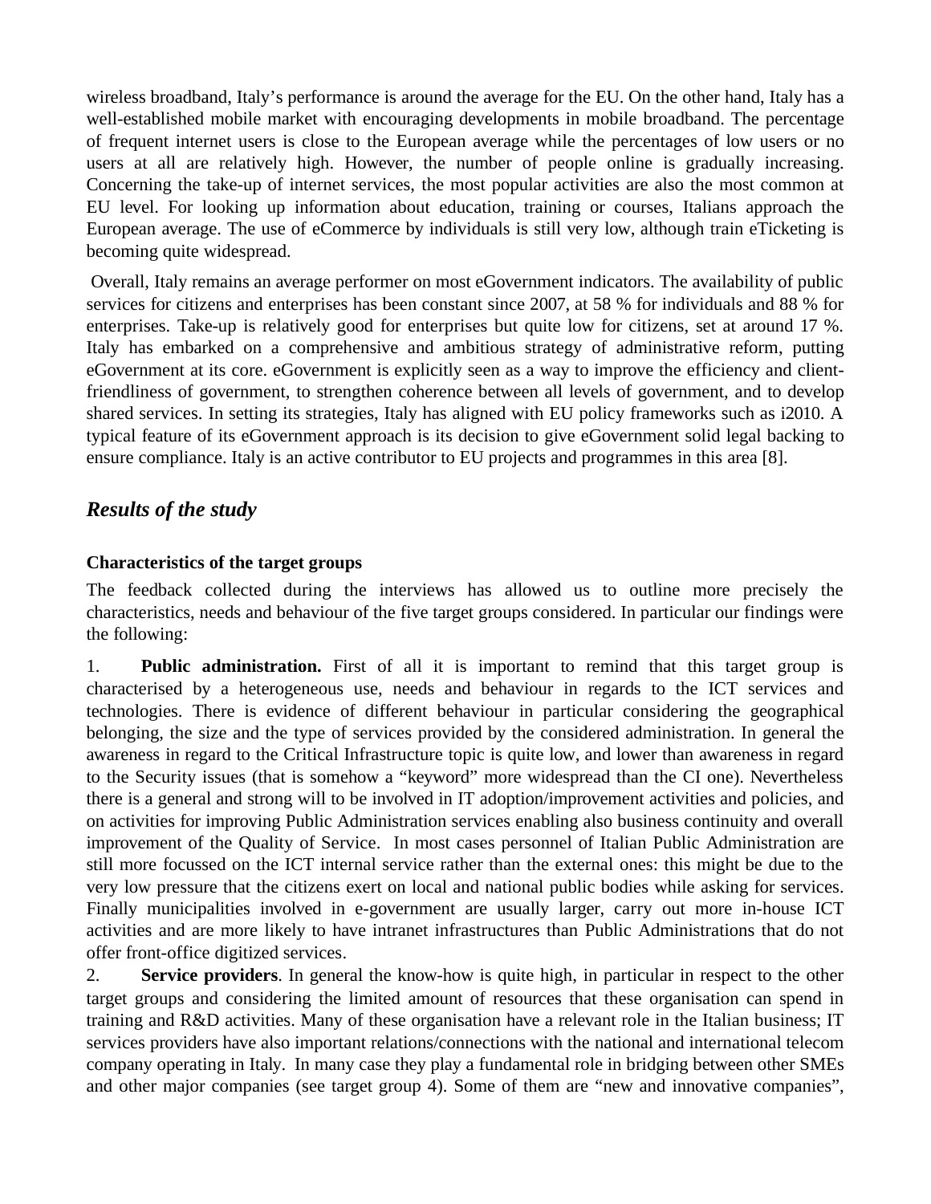wireless broadband, Italy's performance is around the average for the EU. On the other hand, Italy has a well-established mobile market with encouraging developments in mobile broadband. The percentage of frequent internet users is close to the European average while the percentages of low users or no users at all are relatively high. However, the number of people online is gradually increasing. Concerning the take-up of internet services, the most popular activities are also the most common at EU level. For looking up information about education, training or courses, Italians approach the European average. The use of eCommerce by individuals is still very low, although train eTicketing is becoming quite widespread.

Overall, Italy remains an average performer on most eGovernment indicators. The availability of public services for citizens and enterprises has been constant since 2007, at 58 % for individuals and 88 % for enterprises. Take-up is relatively good for enterprises but quite low for citizens, set at around 17 %. Italy has embarked on a comprehensive and ambitious strategy of administrative reform, putting eGovernment at its core. eGovernment is explicitly seen as a way to improve the efficiency and client-friendliness of government, to strengthen coherence between all levels of government, and to develop shared services. In setting its strategies, Italy has aligned with EU policy frameworks such as i2010. A typical feature of its eGovernment approach is its decision to give eGovernment solid legal backing to ensure compliance. Italy is an active contributor to EU projects and programmes in this area [8].

## *Results of the study*

### Characteristics of the target groups

The feedback collected during the interviews has allowed us to outline more precisely the characteristics, needs and behaviour of the five target groups considered. In particular our findings were the following:

1. **Public administration.** First of all it is important to remind that this target group is characterised by a heterogeneous use, needs and behaviour in regards to the ICT services and technologies. There is evidence of different behaviour in particular considering the geographical belonging, the size and the type of services provided by the considered administration. In general the awareness in regard to the Critical Infrastructure topic is quite low, and lower than awareness in regard to the Security issues (that is somehow a "keyword" more widespread than the CI one). Nevertheless there is a general and strong will to be involved in IT adoption/improvement activities and policies, and on activities for improving Public Administration services enabling also business continuity and overall improvement of the Quality of Service. In most cases personnel of Italian Public Administration are still more focussed on the ICT internal service rather than the external ones: this might be due to the very low pressure that the citizens exert on local and national public bodies while asking for services. Finally municipalities involved in e-government are usually larger, carry out more in-house ICT activities and are more likely to have intranet infrastructures than Public Administrations that do not offer front-office digitized services.
2. **Service providers**. In general the know-how is quite high, in particular in respect to the other target groups and considering the limited amount of resources that these organisation can spend in training and R&D activities. Many of these organisation have a relevant role in the Italian business; IT services providers have also important relations/connections with the national and international telecom company operating in Italy. In many case they play a fundamental role in bridging between other SMEs and other major companies (see target group 4). Some of them are "new and innovative companies",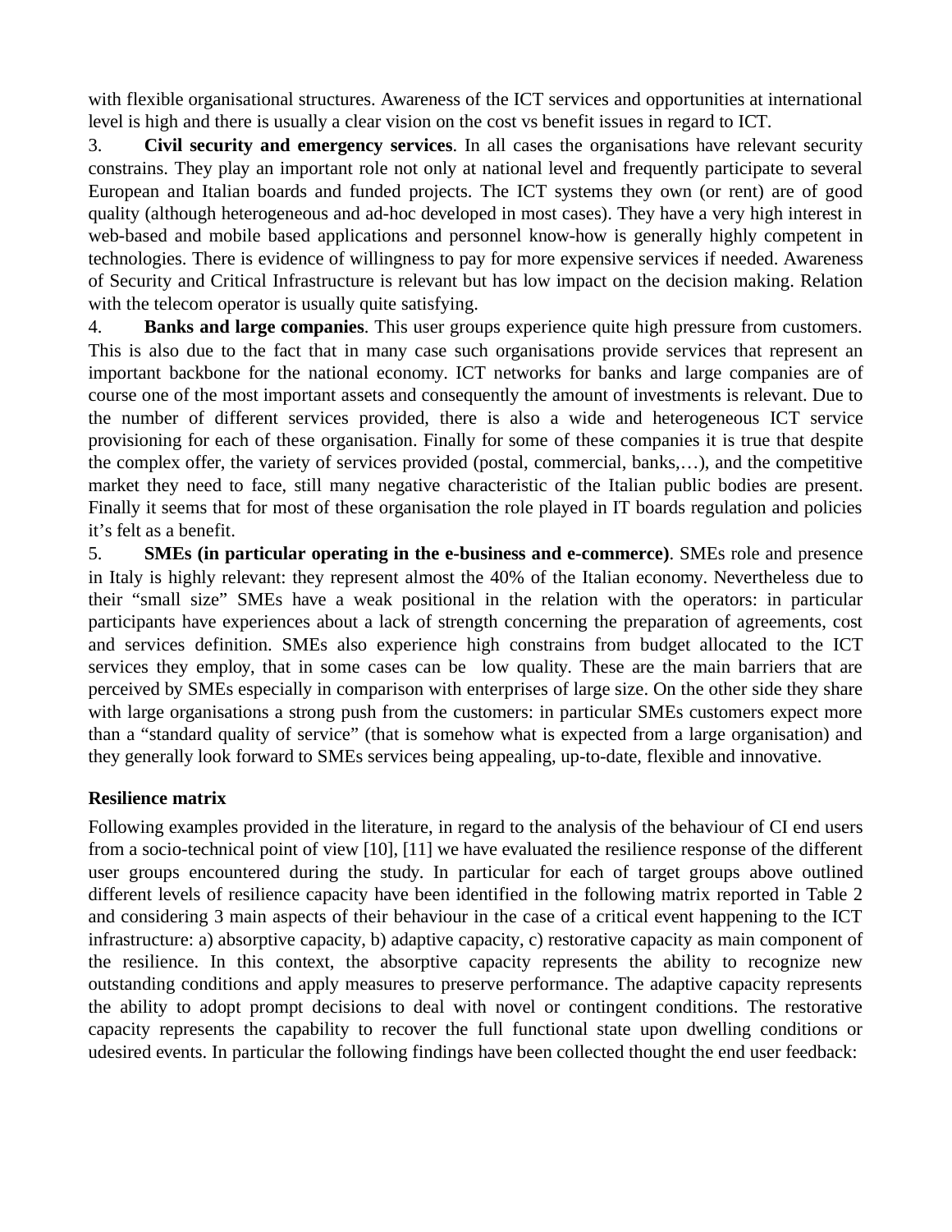with flexible organisational structures. Awareness of the ICT services and opportunities at international level is high and there is usually a clear vision on the cost vs benefit issues in regard to ICT.

3. **Civil security and emergency services**. In all cases the organisations have relevant security constrains. They play an important role not only at national level and frequently participate to several European and Italian boards and funded projects. The ICT systems they own (or rent) are of good quality (although heterogeneous and ad-hoc developed in most cases). They have a very high interest in web-based and mobile based applications and personnel know-how is generally highly competent in technologies. There is evidence of willingness to pay for more expensive services if needed. Awareness of Security and Critical Infrastructure is relevant but has low impact on the decision making. Relation with the telecom operator is usually quite satisfying.

4. **Banks and large companies**. This user groups experience quite high pressure from customers. This is also due to the fact that in many case such organisations provide services that represent an important backbone for the national economy. ICT networks for banks and large companies are of course one of the most important assets and consequently the amount of investments is relevant. Due to the number of different services provided, there is also a wide and heterogeneous ICT service provisioning for each of these organisation. Finally for some of these companies it is true that despite the complex offer, the variety of services provided (postal, commercial, banks,…), and the competitive market they need to face, still many negative characteristic of the Italian public bodies are present. Finally it seems that for most of these organisation the role played in IT boards regulation and policies it's felt as a benefit.

5. **SMEs (in particular operating in the e-business and e-commerce)**. SMEs role and presence in Italy is highly relevant: they represent almost the 40% of the Italian economy. Nevertheless due to their "small size" SMEs have a weak positional in the relation with the operators: in particular participants have experiences about a lack of strength concerning the preparation of agreements, cost and services definition. SMEs also experience high constrains from budget allocated to the ICT services they employ, that in some cases can be low quality. These are the main barriers that are perceived by SMEs especially in comparison with enterprises of large size. On the other side they share with large organisations a strong push from the customers: in particular SMEs customers expect more than a "standard quality of service" (that is somehow what is expected from a large organisation) and they generally look forward to SMEs services being appealing, up-to-date, flexible and innovative.

**Resilience matrix**

Following examples provided in the literature, in regard to the analysis of the behaviour of CI end users from a socio-technical point of view [10], [11] we have evaluated the resilience response of the different user groups encountered during the study. In particular for each of target groups above outlined different levels of resilience capacity have been identified in the following matrix reported in Table 2 and considering 3 main aspects of their behaviour in the case of a critical event happening to the ICT infrastructure: a) absorptive capacity, b) adaptive capacity, c) restorative capacity as main component of the resilience. In this context, the absorptive capacity represents the ability to recognize new outstanding conditions and apply measures to preserve performance. The adaptive capacity represents the ability to adopt prompt decisions to deal with novel or contingent conditions. The restorative capacity represents the capability to recover the full functional state upon dwelling conditions or udesired events. In particular the following findings have been collected thought the end user feedback: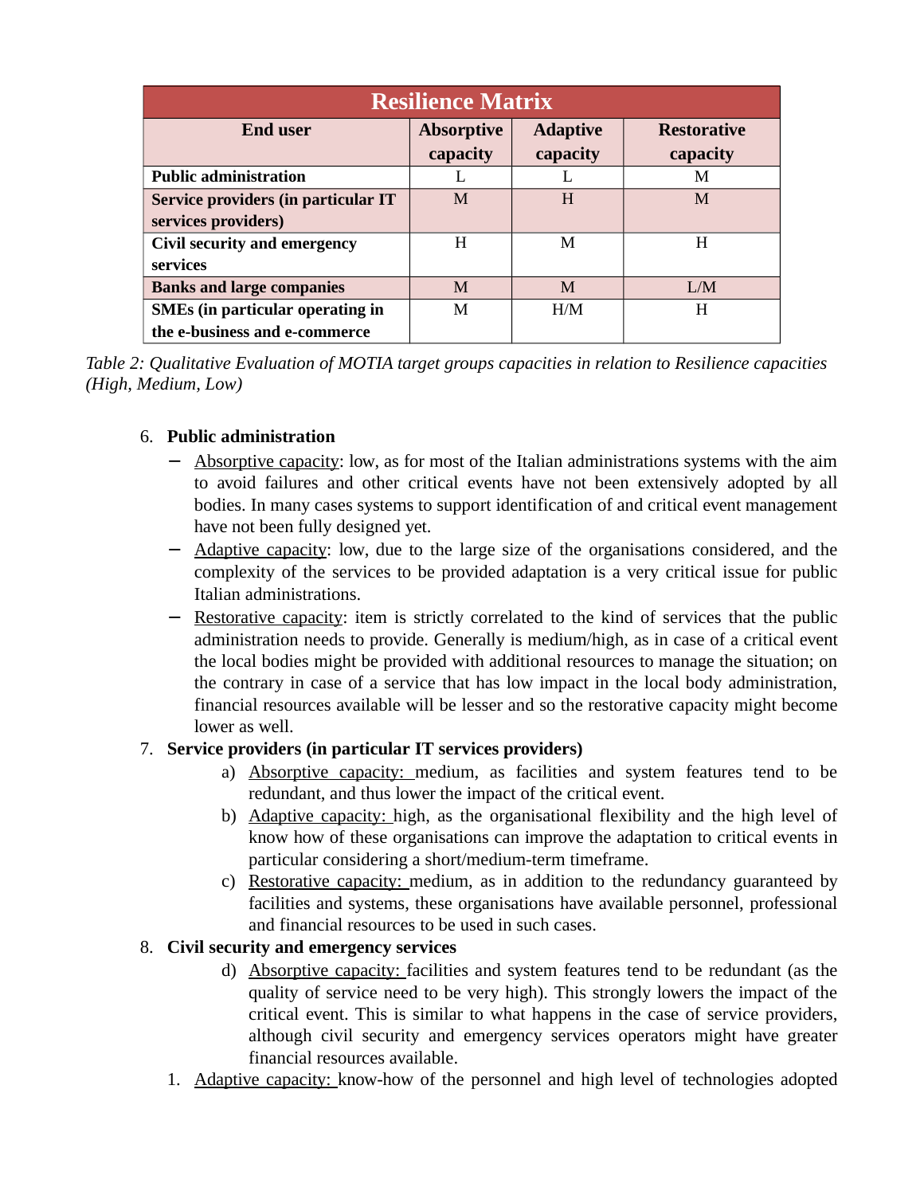| Resilience Matrix | | | |
|---|---|---|---|
| **End user** | **Absorptive capacity** | **Adaptive capacity** | **Restorative capacity** |
| **Public administration** | L | L | M |
| **Service providers (in particular IT services providers)** | M | H | M |
| **Civil security and emergency services** | H | M | H |
| **Banks and large companies** | M | M | L/M |
| **SMEs (in particular operating in the e-business and e-commerce** | M | H/M | H |

*Table 2: Qualitative Evaluation of MOTIA target groups capacities in relation to Resilience capacities (High, Medium, Low)*

6. **Public administration**
   - Absorptive capacity: low, as for most of the Italian administrations systems with the aim to avoid failures and other critical events have not been extensively adopted by all bodies. In many cases systems to support identification of and critical event management have not been fully designed yet.
   - Adaptive capacity: low, due to the large size of the organisations considered, and the complexity of the services to be provided adaptation is a very critical issue for public Italian administrations.
   - Restorative capacity: item is strictly correlated to the kind of services that the public administration needs to provide. Generally is medium/high, as in case of a critical event the local bodies might be provided with additional resources to manage the situation; on the contrary in case of a service that has low impact in the local body administration, financial resources available will be lesser and so the restorative capacity might become lower as well.
7. **Service providers (in particular IT services providers)**
   a) Absorptive capacity: medium, as facilities and system features tend to be redundant, and thus lower the impact of the critical event.
   b) Adaptive capacity: high, as the organisational flexibility and the high level of know how of these organisations can improve the adaptation to critical events in particular considering a short/medium-term timeframe.
   c) Restorative capacity: medium, as in addition to the redundancy guaranteed by facilities and systems, these organisations have available personnel, professional and financial resources to be used in such cases.
8. **Civil security and emergency services**
   d) Absorptive capacity: facilities and system features tend to be redundant (as the quality of service need to be very high). This strongly lowers the impact of the critical event. This is similar to what happens in the case of service providers, although civil security and emergency services operators might have greater financial resources available.

1. Adaptive capacity: know-how of the personnel and high level of technologies adopted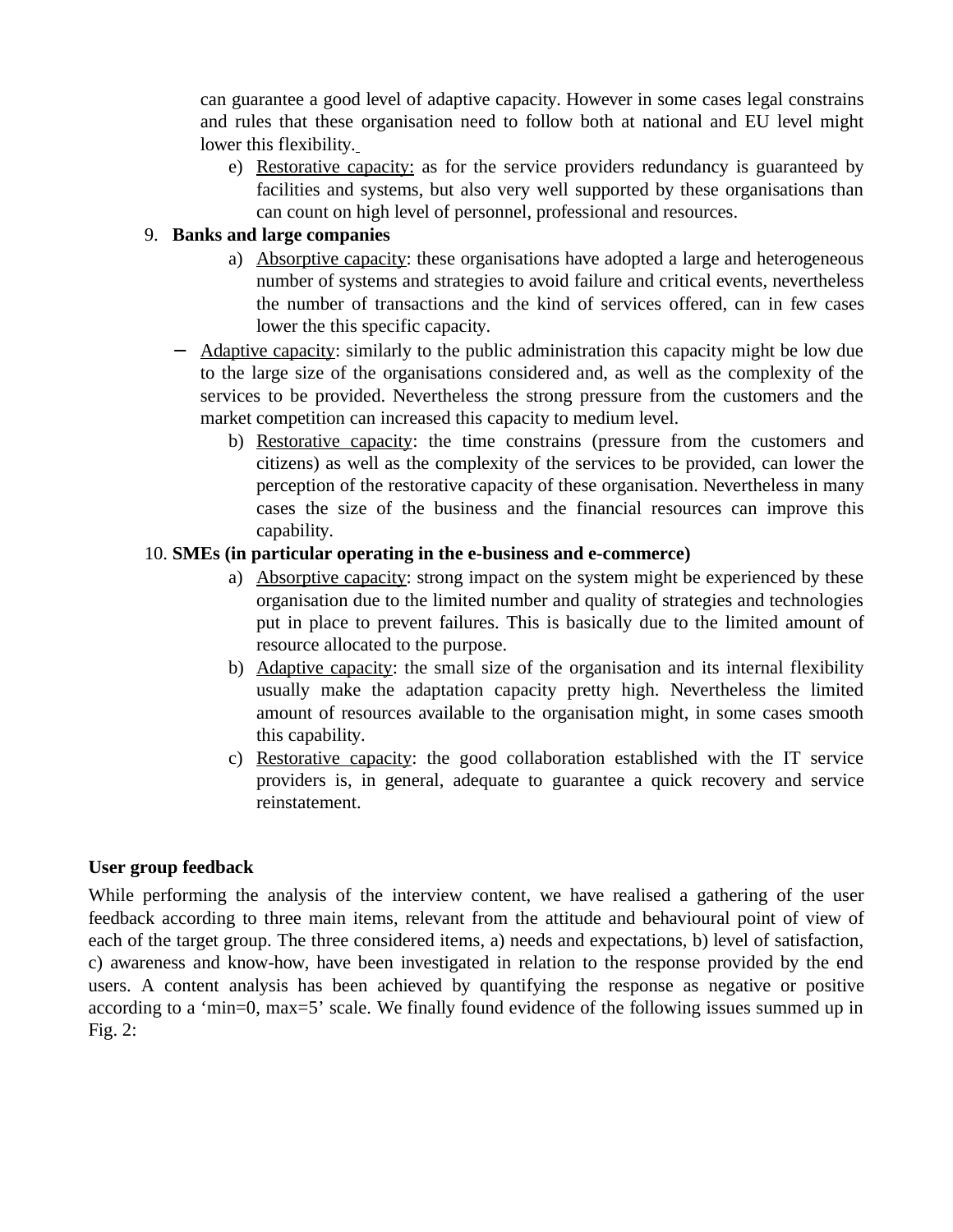can guarantee a good level of adaptive capacity. However in some cases legal constrains and rules that these organisation need to follow both at national and EU level might lower this flexibility.

e) Restorative capacity: as for the service providers redundancy is guaranteed by facilities and systems, but also very well supported by these organisations than can count on high level of personnel, professional and resources.

9. **Banks and large companies**

a) Absorptive capacity: these organisations have adopted a large and heterogeneous number of systems and strategies to avoid failure and critical events, nevertheless the number of transactions and the kind of services offered, can in few cases lower the this specific capacity.

- Adaptive capacity: similarly to the public administration this capacity might be low due to the large size of the organisations considered and, as well as the complexity of the services to be provided. Nevertheless the strong pressure from the customers and the market competition can increased this capacity to medium level.

b) Restorative capacity: the time constrains (pressure from the customers and citizens) as well as the complexity of the services to be provided, can lower the perception of the restorative capacity of these organisation. Nevertheless in many cases the size of the business and the financial resources can improve this capability.

10. **SMEs (in particular operating in the e-business and e-commerce)**

a) Absorptive capacity: strong impact on the system might be experienced by these organisation due to the limited number and quality of strategies and technologies put in place to prevent failures. This is basically due to the limited amount of resource allocated to the purpose.

b) Adaptive capacity: the small size of the organisation and its internal flexibility usually make the adaptation capacity pretty high. Nevertheless the limited amount of resources available to the organisation might, in some cases smooth this capability.

c) Restorative capacity: the good collaboration established with the IT service providers is, in general, adequate to guarantee a quick recovery and service reinstatement.

**User group feedback**

While performing the analysis of the interview content, we have realised a gathering of the user feedback according to three main items, relevant from the attitude and behavioural point of view of each of the target group. The three considered items, a) needs and expectations, b) level of satisfaction, c) awareness and know-how, have been investigated in relation to the response provided by the end users. A content analysis has been achieved by quantifying the response as negative or positive according to a 'min=0, max=5' scale. We finally found evidence of the following issues summed up in Fig. 2: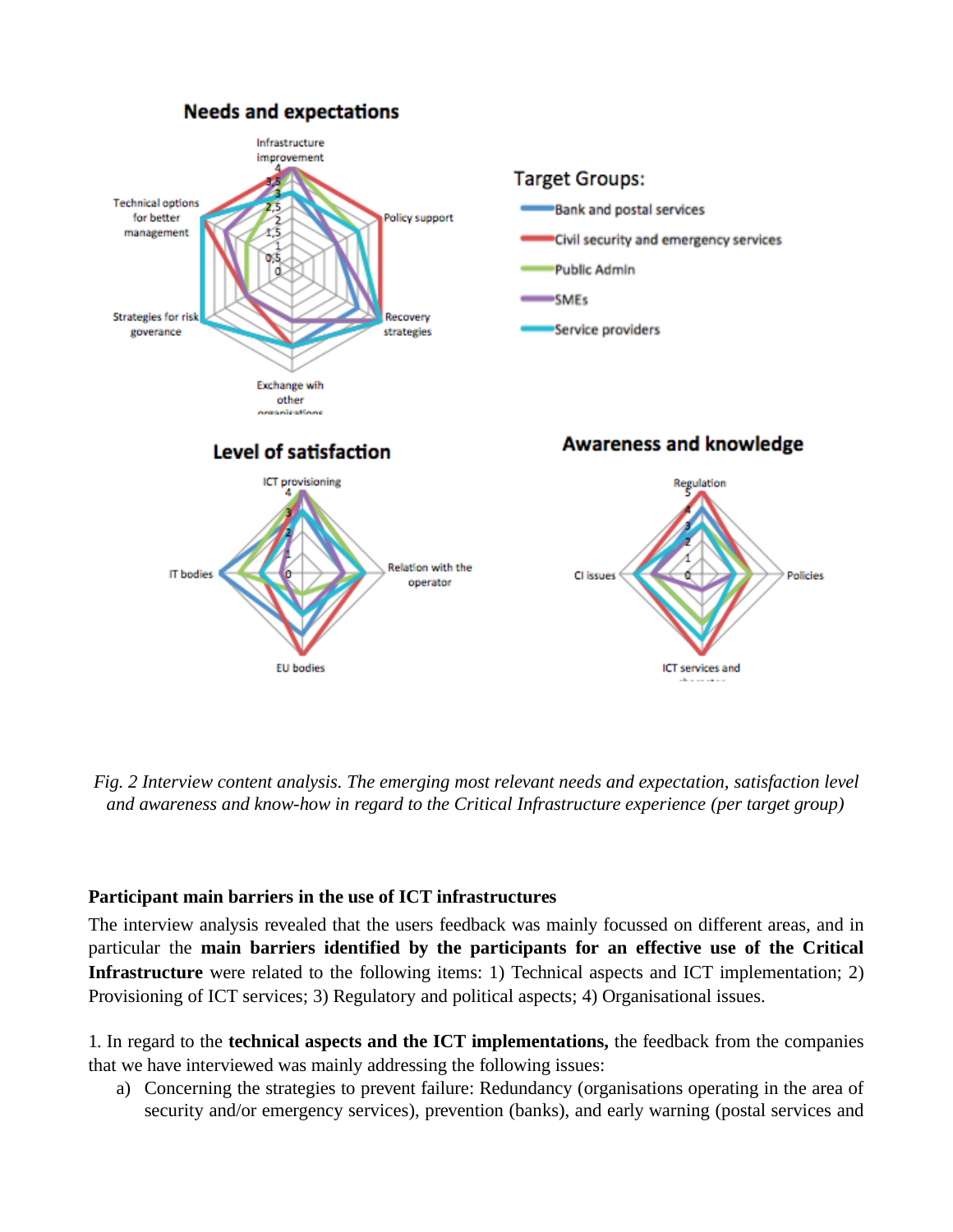*Fig. 2 Interview content analysis. The emerging most relevant needs and expectation, satisfaction level and awareness and know-how in regard to the Critical Infrastructure experience (per target group)*

**Participant main barriers in the use of ICT infrastructures**

The interview analysis revealed that the users feedback was mainly focussed on different areas, and in particular the **main barriers identified by the participants for an effective use of the Critical Infrastructure** were related to the following items: 1) Technical aspects and ICT implementation; 2) Provisioning of ICT services; 3) Regulatory and political aspects; 4) Organisational issues.

1. In regard to the **technical aspects and the ICT implementations,** the feedback from the companies that we have interviewed was mainly addressing the following issues:

a) Concerning the strategies to prevent failure: Redundancy (organisations operating in the area of security and/or emergency services), prevention (banks), and early warning (postal services and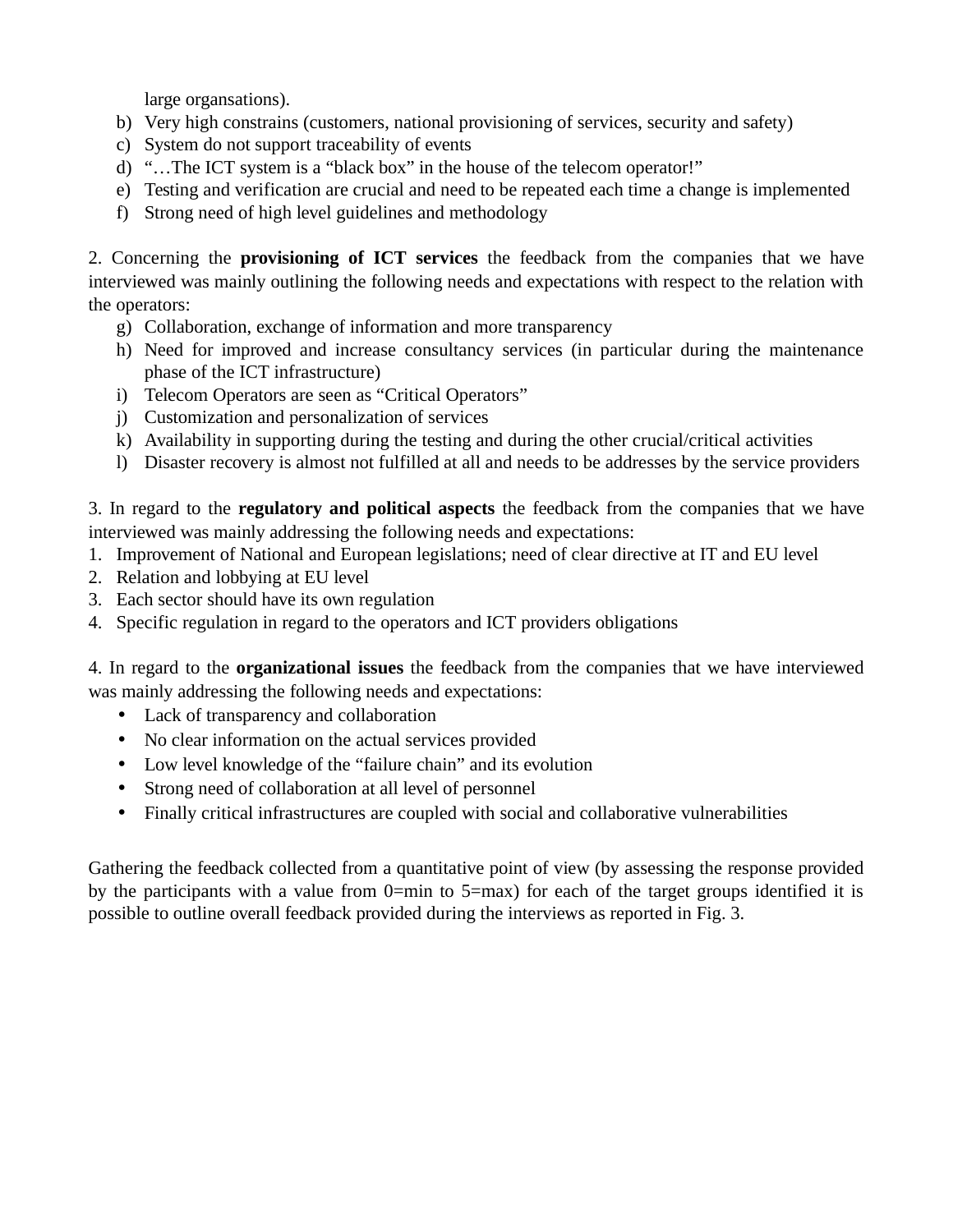large organsations).

b) Very high constrains (customers, national provisioning of services, security and safety)
c) System do not support traceability of events
d) "…The ICT system is a "black box" in the house of the telecom operator!"
e) Testing and verification are crucial and need to be repeated each time a change is implemented
f) Strong need of high level guidelines and methodology

2. Concerning the **provisioning of ICT services** the feedback from the companies that we have interviewed was mainly outlining the following needs and expectations with respect to the relation with the operators:

g) Collaboration, exchange of information and more transparency
h) Need for improved and increase consultancy services (in particular during the maintenance phase of the ICT infrastructure)
i) Telecom Operators are seen as "Critical Operators"
j) Customization and personalization of services
k) Availability in supporting during the testing and during the other crucial/critical activities
l) Disaster recovery is almost not fulfilled at all and needs to be addresses by the service providers

3. In regard to the **regulatory and political aspects** the feedback from the companies that we have interviewed was mainly addressing the following needs and expectations:

1. Improvement of National and European legislations; need of clear directive at IT and EU level
2. Relation and lobbying at EU level
3. Each sector should have its own regulation
4. Specific regulation in regard to the operators and ICT providers obligations

4. In regard to the **organizational issues** the feedback from the companies that we have interviewed was mainly addressing the following needs and expectations:

- Lack of transparency and collaboration
- No clear information on the actual services provided
- Low level knowledge of the "failure chain" and its evolution
- Strong need of collaboration at all level of personnel
- Finally critical infrastructures are coupled with social and collaborative vulnerabilities

Gathering the feedback collected from a quantitative point of view (by assessing the response provided by the participants with a value from 0=min to 5=max) for each of the target groups identified it is possible to outline overall feedback provided during the interviews as reported in Fig. 3.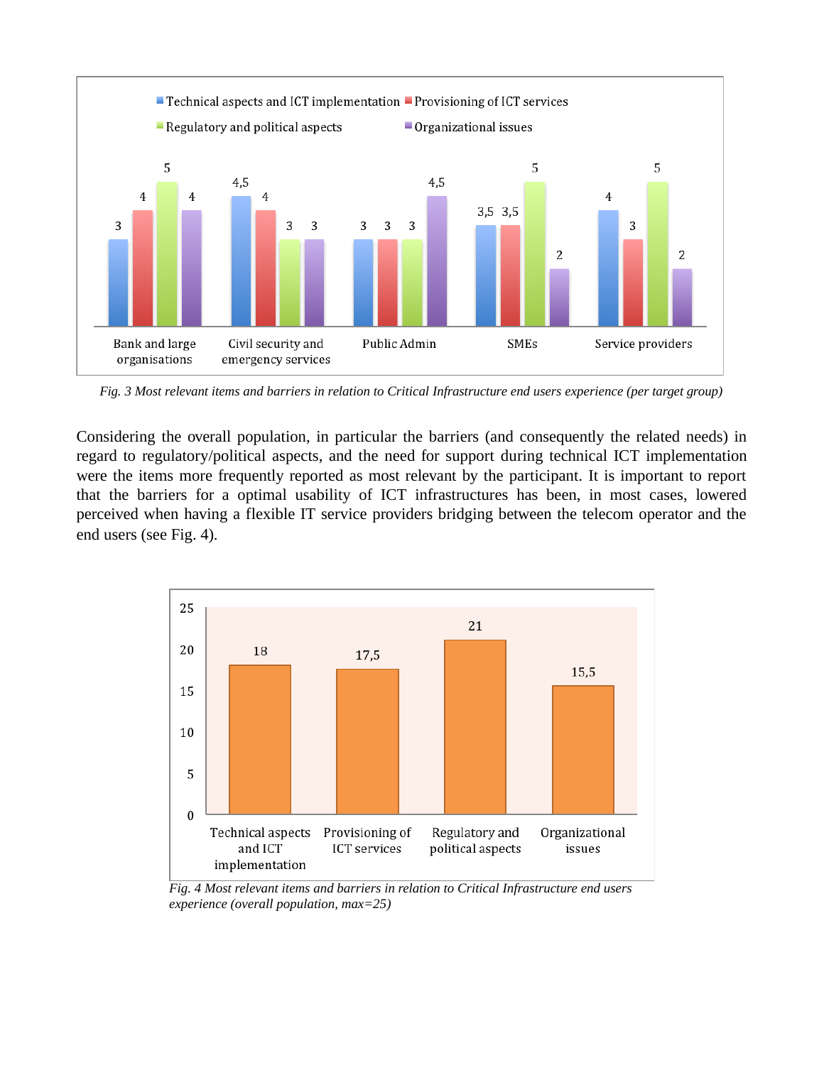*Fig. 3 Most relevant items and barriers in relation to Critical Infrastructure end users experience (per target group)*

Considering the overall population, in particular the barriers (and consequently the related needs) in regard to regulatory/political aspects, and the need for support during technical ICT implementation were the items more frequently reported as most relevant by the participant. It is important to report that the barriers for a optimal usability of ICT infrastructures has been, in most cases, lowered perceived when having a flexible IT service providers bridging between the telecom operator and the end users (see Fig. 4).

*Fig. 4 Most relevant items and barriers in relation to Critical Infrastructure end users experience (overall population, max=25)*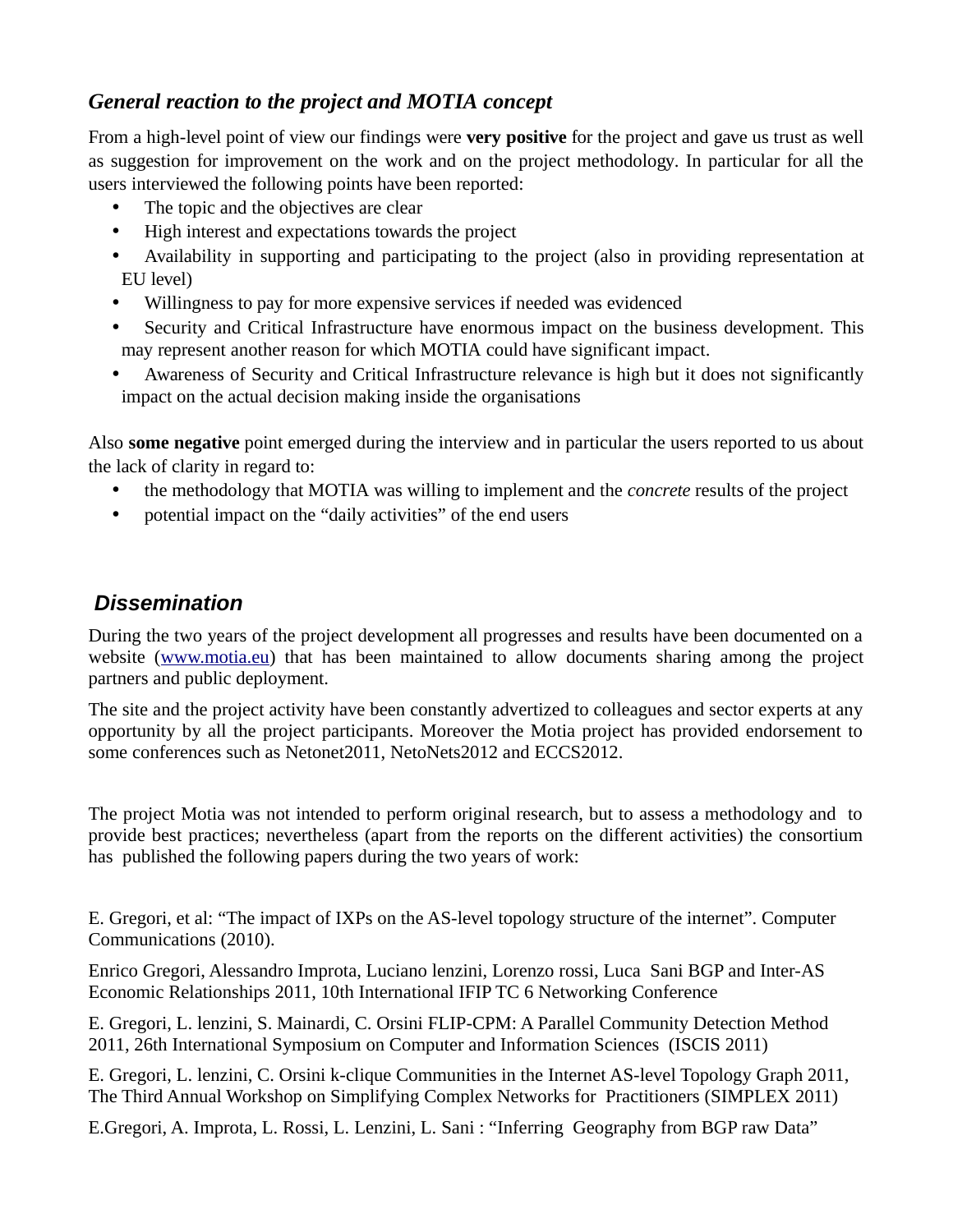### *General reaction to the project and MOTIA concept*

From a high-level point of view our findings were **very positive** for the project and gave us trust as well as suggestion for improvement on the work and on the project methodology. In particular for all the users interviewed the following points have been reported:

- The topic and the objectives are clear
- High interest and expectations towards the project
- Availability in supporting and participating to the project (also in providing representation at EU level)
- Willingness to pay for more expensive services if needed was evidenced
- Security and Critical Infrastructure have enormous impact on the business development. This may represent another reason for which MOTIA could have significant impact.
- Awareness of Security and Critical Infrastructure relevance is high but it does not significantly impact on the actual decision making inside the organisations

Also **some negative** point emerged during the interview and in particular the users reported to us about the lack of clarity in regard to:

- the methodology that MOTIA was willing to implement and the *concrete* results of the project
- potential impact on the "daily activities" of the end users

### *Dissemination*

During the two years of the project development all progresses and results have been documented on a website (www.motia.eu) that has been maintained to allow documents sharing among the project partners and public deployment.

The site and the project activity have been constantly advertized to colleagues and sector experts at any opportunity by all the project participants. Moreover the Motia project has provided endorsement to some conferences such as Netonet2011, NetoNets2012 and ECCS2012.

The project Motia was not intended to perform original research, but to assess a methodology and to provide best practices; nevertheless (apart from the reports on the different activities) the consortium has published the following papers during the two years of work:

E. Gregori, et al: "The impact of IXPs on the AS-level topology structure of the internet". Computer Communications (2010).

Enrico Gregori, Alessandro Improta, Luciano lenzini, Lorenzo rossi, Luca Sani BGP and Inter-AS Economic Relationships 2011, 10th International IFIP TC 6 Networking Conference

E. Gregori, L. lenzini, S. Mainardi, C. Orsini FLIP-CPM: A Parallel Community Detection Method 2011, 26th International Symposium on Computer and Information Sciences (ISCIS 2011)

E. Gregori, L. lenzini, C. Orsini k-clique Communities in the Internet AS-level Topology Graph 2011, The Third Annual Workshop on Simplifying Complex Networks for Practitioners (SIMPLEX 2011)

E.Gregori, A. Improta, L. Rossi, L. Lenzini, L. Sani : "Inferring Geography from BGP raw Data"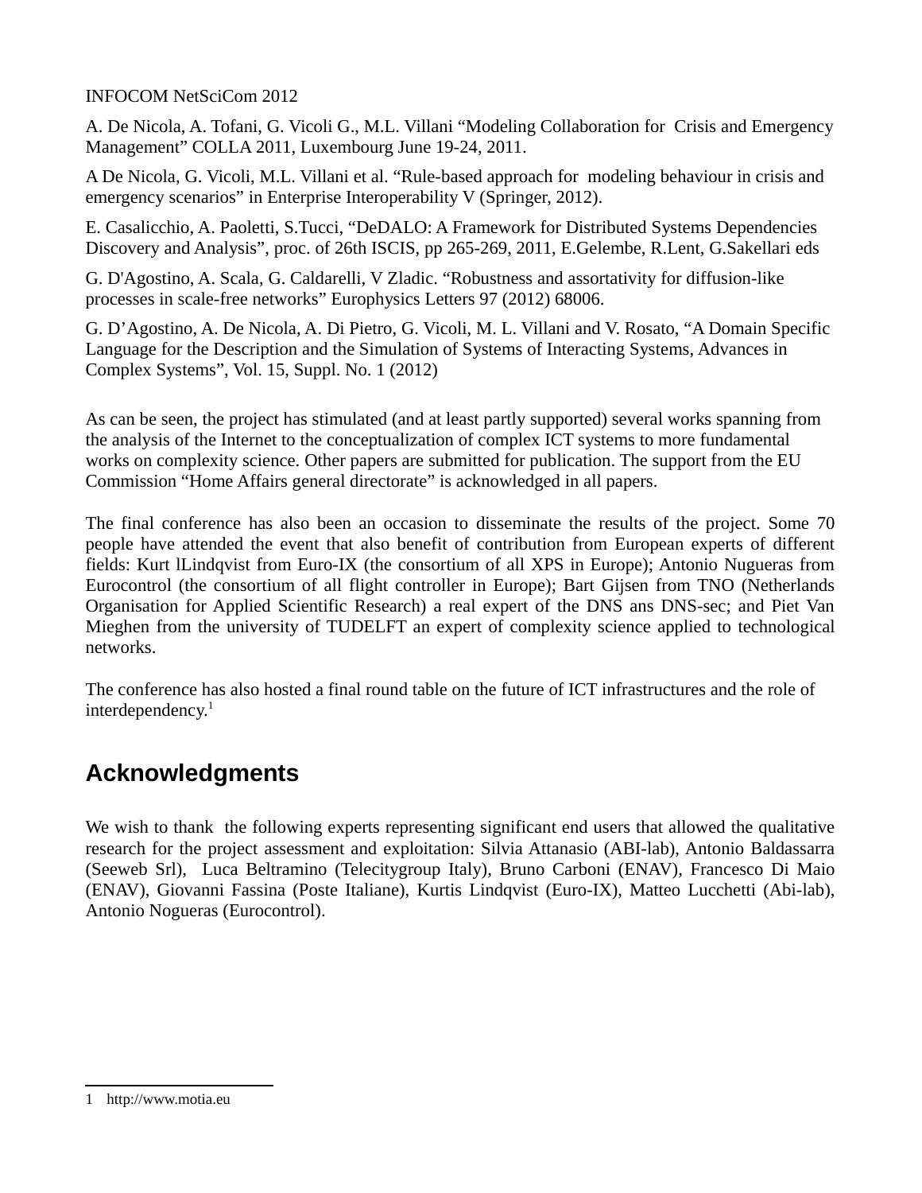INFOCOM NetSciCom 2012

A. De Nicola, A. Tofani, G. Vicoli G., M.L. Villani "Modeling Collaboration for Crisis and Emergency Management" COLLA 2011, Luxembourg June 19-24, 2011.

A De Nicola, G. Vicoli, M.L. Villani et al. "Rule-based approach for modeling behaviour in crisis and emergency scenarios" in Enterprise Interoperability V (Springer, 2012).

E. Casalicchio, A. Paoletti, S.Tucci, "DeDALO: A Framework for Distributed Systems Dependencies Discovery and Analysis", proc. of 26th ISCIS, pp 265-269, 2011, E.Gelembe, R.Lent, G.Sakellari eds

G. D'Agostino, A. Scala, G. Caldarelli, V Zladic. "Robustness and assortativity for diffusion-like processes in scale-free networks" Europhysics Letters 97 (2012) 68006.

G. D'Agostino, A. De Nicola, A. Di Pietro, G. Vicoli, M. L. Villani and V. Rosato, "A Domain Specific Language for the Description and the Simulation of Systems of Interacting Systems, Advances in Complex Systems", Vol. 15, Suppl. No. 1 (2012)

As can be seen, the project has stimulated (and at least partly supported) several works spanning from the analysis of the Internet to the conceptualization of complex ICT systems to more fundamental works on complexity science. Other papers are submitted for publication. The support from the EU Commission "Home Affairs general directorate" is acknowledged in all papers.

The final conference has also been an occasion to disseminate the results of the project. Some 70 people have attended the event that also benefit of contribution from European experts of different fields: Kurt lLindqvist from Euro-IX (the consortium of all XPS in Europe); Antonio Nugueras from Eurocontrol (the consortium of all flight controller in Europe); Bart Gijsen from TNO (Netherlands Organisation for Applied Scientific Research) a real expert of the DNS ans DNS-sec; and Piet Van Mieghen from the university of TUDELFT an expert of complexity science applied to technological networks.

The conference has also hosted a final round table on the future of ICT infrastructures and the role of interdependency.[1]

## Acknowledgments

We wish to thank the following experts representing significant end users that allowed the qualitative research for the project assessment and exploitation: Silvia Attanasio (ABI-lab), Antonio Baldassarra (Seeweb Srl), Luca Beltramino (Telecitygroup Italy), Bruno Carboni (ENAV), Francesco Di Maio (ENAV), Giovanni Fassina (Poste Italiane), Kurtis Lindqvist (Euro-IX), Matteo Lucchetti (Abi-lab), Antonio Nogueras (Eurocontrol).

---

1 http://www.motia.eu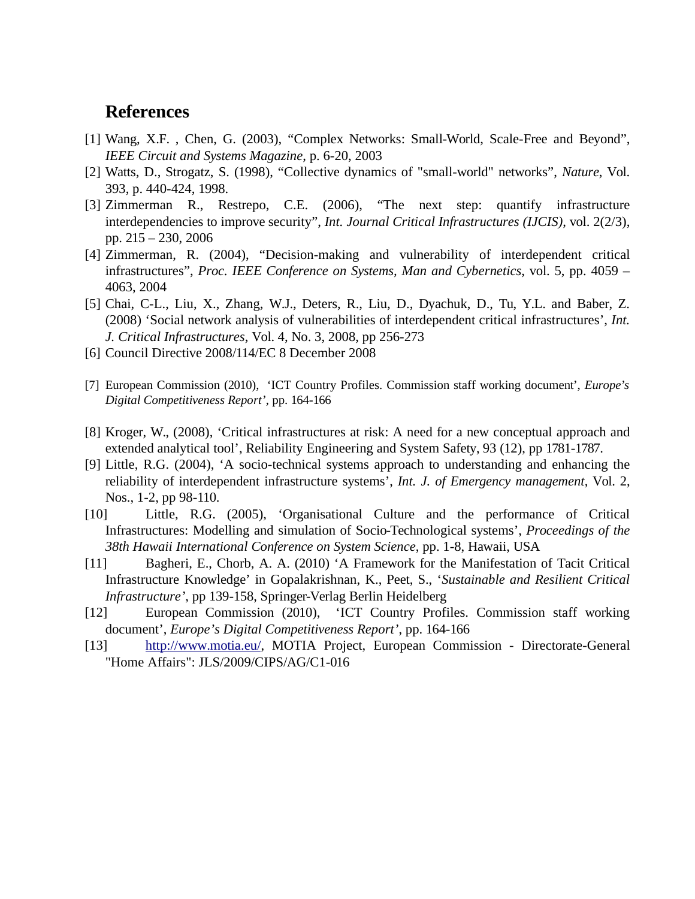# References

[1] Wang, X.F. , Chen, G. (2003), "Complex Networks: Small-World, Scale-Free and Beyond", *IEEE Circuit and Systems Magazine*, p. 6-20, 2003

[2] Watts, D., Strogatz, S. (1998), "Collective dynamics of "small-world" networks", *Nature*, Vol. 393, p. 440-424, 1998.

[3] Zimmerman R., Restrepo, C.E. (2006), "The next step: quantify infrastructure interdependencies to improve security", *Int. Journal Critical Infrastructures (IJCIS)*, vol. 2(2/3), pp. 215 – 230, 2006

[4] Zimmerman, R. (2004), "Decision-making and vulnerability of interdependent critical infrastructures", *Proc. IEEE Conference on Systems, Man and Cybernetics*, vol. 5, pp. 4059 – 4063, 2004

[5] Chai, C-L., Liu, X., Zhang, W.J., Deters, R., Liu, D., Dyachuk, D., Tu, Y.L. and Baber, Z. (2008) 'Social network analysis of vulnerabilities of interdependent critical infrastructures', *Int. J. Critical Infrastructures*, Vol. 4, No. 3, 2008, pp 256-273

[6] Council Directive 2008/114/EC 8 December 2008

[7] European Commission (2010), 'ICT Country Profiles. Commission staff working document', *Europe's Digital Competitiveness Report'*, pp. 164-166

[8] Kroger, W., (2008), 'Critical infrastructures at risk: A need for a new conceptual approach and extended analytical tool', Reliability Engineering and System Safety, 93 (12), pp 1781-1787.

[9] Little, R.G. (2004), 'A socio-technical systems approach to understanding and enhancing the reliability of interdependent infrastructure systems', *Int. J. of Emergency management*, Vol. 2, Nos., 1-2, pp 98-110.

[10] Little, R.G. (2005), 'Organisational Culture and the performance of Critical Infrastructures: Modelling and simulation of Socio-Technological systems', *Proceedings of the 38th Hawaii International Conference on System Science*, pp. 1-8, Hawaii, USA

[11] Bagheri, E., Chorb, A. A. (2010) 'A Framework for the Manifestation of Tacit Critical Infrastructure Knowledge' in Gopalakrishnan, K., Peet, S., '*Sustainable and Resilient Critical Infrastructure'*, pp 139-158, Springer-Verlag Berlin Heidelberg

[12] European Commission (2010), 'ICT Country Profiles. Commission staff working document', *Europe's Digital Competitiveness Report'*, pp. 164-166

[13] http://www.motia.eu/, MOTIA Project, European Commission - Directorate-General "Home Affairs": JLS/2009/CIPS/AG/C1-016